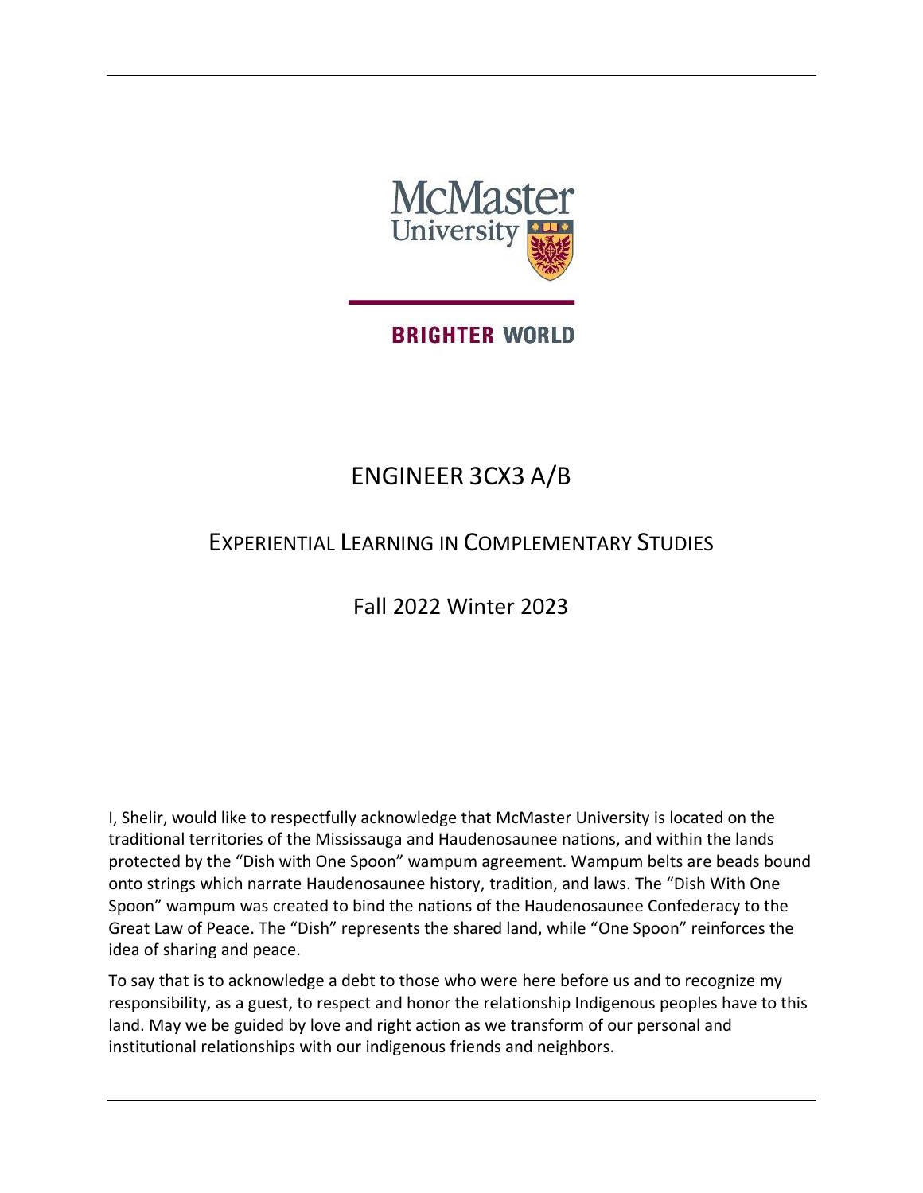McMaster University

BRIGHTER WORLD

# ENGINEER 3CX3 A/B

## EXPERIENTIAL LEARNING IN COMPLEMENTARY STUDIES

Fall 2022 Winter 2023

I, Shelir, would like to respectfully acknowledge that McMaster University is located on the traditional territories of the Mississauga and Haudenosaunee nations, and within the lands protected by the "Dish with One Spoon" wampum agreement. Wampum belts are beads bound onto strings which narrate Haudenosaunee history, tradition, and laws. The "Dish With One Spoon" wampum was created to bind the nations of the Haudenosaunee Confederacy to the Great Law of Peace. The "Dish" represents the shared land, while "One Spoon" reinforces the idea of sharing and peace.

To say that is to acknowledge a debt to those who were here before us and to recognize my responsibility, as a guest, to respect and honor the relationship Indigenous peoples have to this land. May we be guided by love and right action as we transform of our personal and institutional relationships with our indigenous friends and neighbors.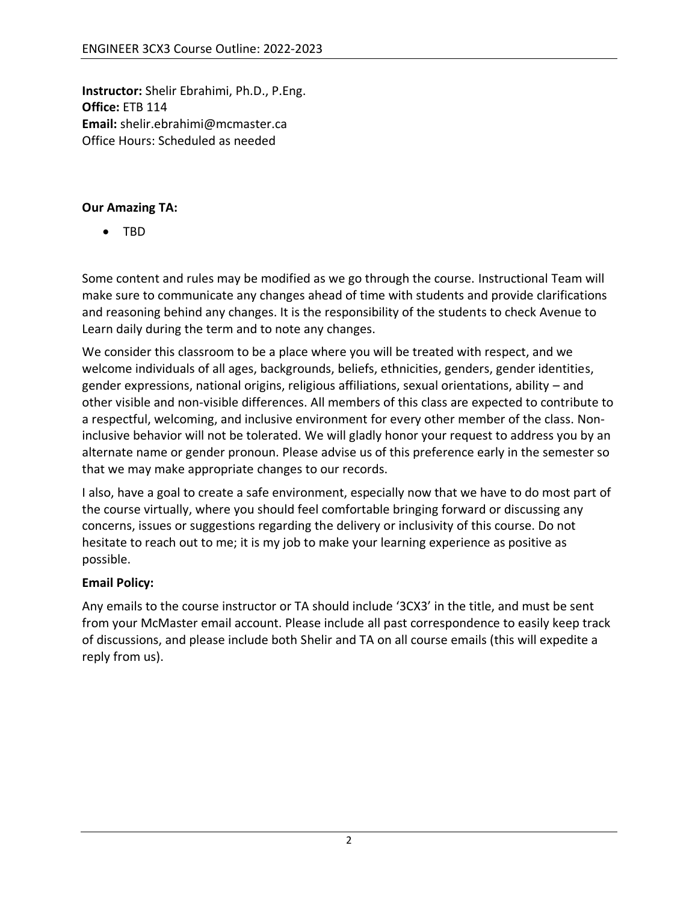**Instructor:** Shelir Ebrahimi, Ph.D., P.Eng.
**Office:** ETB 114
**Email:** shelir.ebrahimi@mcmaster.ca
Office Hours: Scheduled as needed

**Our Amazing TA:**

- TBD

Some content and rules may be modified as we go through the course. Instructional Team will make sure to communicate any changes ahead of time with students and provide clarifications and reasoning behind any changes. It is the responsibility of the students to check Avenue to Learn daily during the term and to note any changes.

We consider this classroom to be a place where you will be treated with respect, and we welcome individuals of all ages, backgrounds, beliefs, ethnicities, genders, gender identities, gender expressions, national origins, religious affiliations, sexual orientations, ability – and other visible and non-visible differences. All members of this class are expected to contribute to a respectful, welcoming, and inclusive environment for every other member of the class. Non-inclusive behavior will not be tolerated. We will gladly honor your request to address you by an alternate name or gender pronoun. Please advise us of this preference early in the semester so that we may make appropriate changes to our records.

I also, have a goal to create a safe environment, especially now that we have to do most part of the course virtually, where you should feel comfortable bringing forward or discussing any concerns, issues or suggestions regarding the delivery or inclusivity of this course. Do not hesitate to reach out to me; it is my job to make your learning experience as positive as possible.

**Email Policy:**

Any emails to the course instructor or TA should include '3CX3' in the title, and must be sent from your McMaster email account. Please include all past correspondence to easily keep track of discussions, and please include both Shelir and TA on all course emails (this will expedite a reply from us).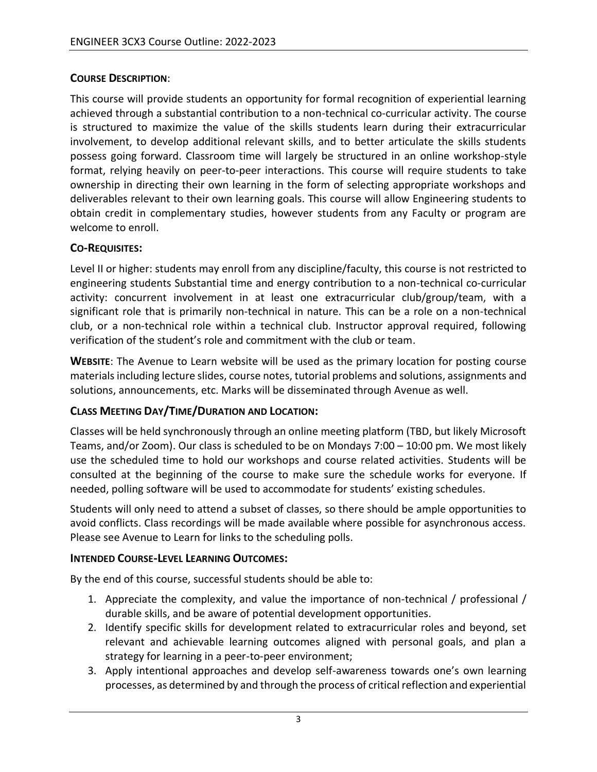## COURSE DESCRIPTION:

This course will provide students an opportunity for formal recognition of experiential learning achieved through a substantial contribution to a non-technical co-curricular activity. The course is structured to maximize the value of the skills students learn during their extracurricular involvement, to develop additional relevant skills, and to better articulate the skills students possess going forward. Classroom time will largely be structured in an online workshop-style format, relying heavily on peer-to-peer interactions. This course will require students to take ownership in directing their own learning in the form of selecting appropriate workshops and deliverables relevant to their own learning goals. This course will allow Engineering students to obtain credit in complementary studies, however students from any Faculty or program are welcome to enroll.

## CO-REQUISITES:

Level II or higher: students may enroll from any discipline/faculty, this course is not restricted to engineering students Substantial time and energy contribution to a non-technical co-curricular activity: concurrent involvement in at least one extracurricular club/group/team, with a significant role that is primarily non-technical in nature. This can be a role on a non-technical club, or a non-technical role within a technical club. Instructor approval required, following verification of the student's role and commitment with the club or team.

**WEBSITE**: The Avenue to Learn website will be used as the primary location for posting course materials including lecture slides, course notes, tutorial problems and solutions, assignments and solutions, announcements, etc. Marks will be disseminated through Avenue as well.

## CLASS MEETING DAY/TIME/DURATION AND LOCATION:

Classes will be held synchronously through an online meeting platform (TBD, but likely Microsoft Teams, and/or Zoom). Our class is scheduled to be on Mondays 7:00 – 10:00 pm. We most likely use the scheduled time to hold our workshops and course related activities. Students will be consulted at the beginning of the course to make sure the schedule works for everyone. If needed, polling software will be used to accommodate for students' existing schedules.

Students will only need to attend a subset of classes, so there should be ample opportunities to avoid conflicts. Class recordings will be made available where possible for asynchronous access. Please see Avenue to Learn for links to the scheduling polls.

## INTENDED COURSE-LEVEL LEARNING OUTCOMES:

By the end of this course, successful students should be able to:

1. Appreciate the complexity, and value the importance of non-technical / professional / durable skills, and be aware of potential development opportunities.
2. Identify specific skills for development related to extracurricular roles and beyond, set relevant and achievable learning outcomes aligned with personal goals, and plan a strategy for learning in a peer-to-peer environment;
3. Apply intentional approaches and develop self-awareness towards one's own learning processes, as determined by and through the process of critical reflection and experiential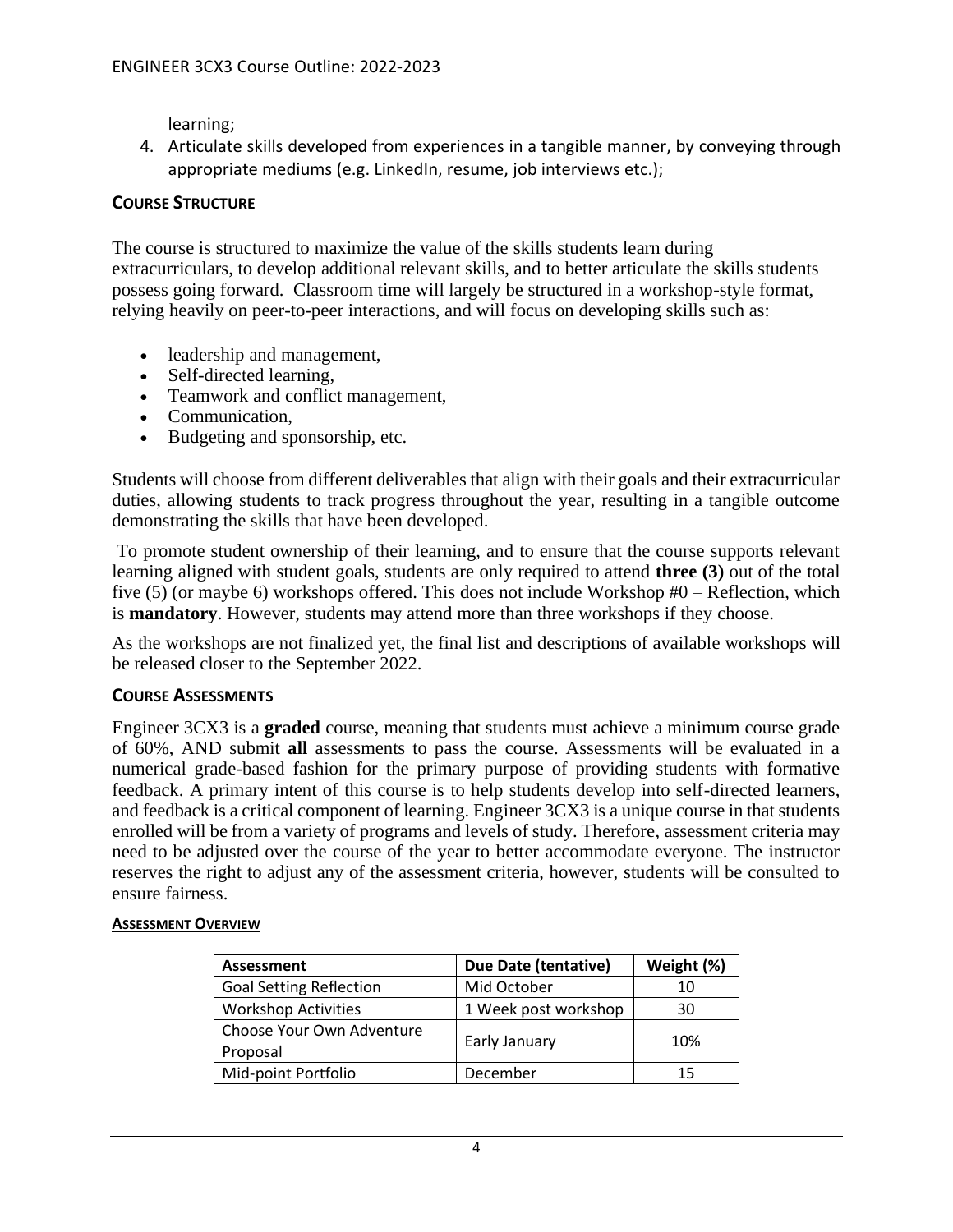learning;

4. Articulate skills developed from experiences in a tangible manner, by conveying through appropriate mediums (e.g. LinkedIn, resume, job interviews etc.);

### COURSE STRUCTURE

The course is structured to maximize the value of the skills students learn during extracurriculars, to develop additional relevant skills, and to better articulate the skills students possess going forward. Classroom time will largely be structured in a workshop-style format, relying heavily on peer-to-peer interactions, and will focus on developing skills such as:

- leadership and management,
- Self-directed learning,
- Teamwork and conflict management,
- Communication,
- Budgeting and sponsorship, etc.

Students will choose from different deliverables that align with their goals and their extracurricular duties, allowing students to track progress throughout the year, resulting in a tangible outcome demonstrating the skills that have been developed.

To promote student ownership of their learning, and to ensure that the course supports relevant learning aligned with student goals, students are only required to attend **three (3)** out of the total five (5) (or maybe 6) workshops offered. This does not include Workshop #0 – Reflection, which is **mandatory**. However, students may attend more than three workshops if they choose.

As the workshops are not finalized yet, the final list and descriptions of available workshops will be released closer to the September 2022.

### COURSE ASSESSMENTS

Engineer 3CX3 is a **graded** course, meaning that students must achieve a minimum course grade of 60%, AND submit **all** assessments to pass the course. Assessments will be evaluated in a numerical grade-based fashion for the primary purpose of providing students with formative feedback. A primary intent of this course is to help students develop into self-directed learners, and feedback is a critical component of learning. Engineer 3CX3 is a unique course in that students enrolled will be from a variety of programs and levels of study. Therefore, assessment criteria may need to be adjusted over the course of the year to better accommodate everyone. The instructor reserves the right to adjust any of the assessment criteria, however, students will be consulted to ensure fairness.

#### ASSESSMENT OVERVIEW

| Assessment | Due Date (tentative) | Weight (%) |
|---|---|---|
| Goal Setting Reflection | Mid October | 10 |
| Workshop Activities | 1 Week post workshop | 30 |
| Choose Your Own Adventure Proposal | Early January | 10% |
| Mid-point Portfolio | December | 15 |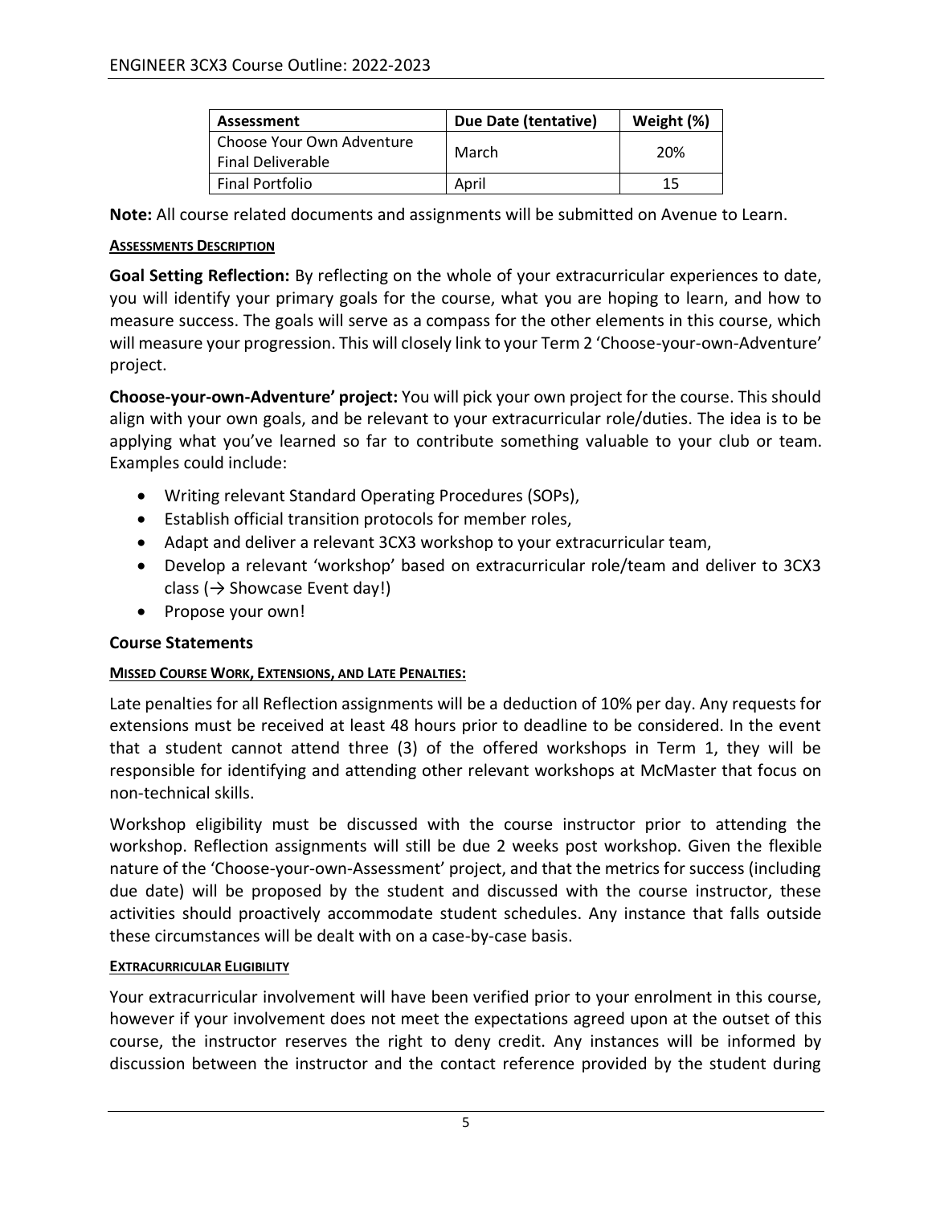| Assessment | Due Date (tentative) | Weight (%) |
| --- | --- | --- |
| Choose Your Own Adventure Final Deliverable | March | 20% |
| Final Portfolio | April | 15 |

**Note:** All course related documents and assignments will be submitted on Avenue to Learn.

#### ASSESSMENTS DESCRIPTION

**Goal Setting Reflection:** By reflecting on the whole of your extracurricular experiences to date, you will identify your primary goals for the course, what you are hoping to learn, and how to measure success. The goals will serve as a compass for the other elements in this course, which will measure your progression. This will closely link to your Term 2 'Choose-your-own-Adventure' project.

**Choose-your-own-Adventure' project:** You will pick your own project for the course. This should align with your own goals, and be relevant to your extracurricular role/duties. The idea is to be applying what you've learned so far to contribute something valuable to your club or team. Examples could include:

- Writing relevant Standard Operating Procedures (SOPs),
- Establish official transition protocols for member roles,
- Adapt and deliver a relevant 3CX3 workshop to your extracurricular team,
- Develop a relevant 'workshop' based on extracurricular role/team and deliver to 3CX3 class (→ Showcase Event day!)
- Propose your own!

### Course Statements

#### MISSED COURSE WORK, EXTENSIONS, AND LATE PENALTIES:

Late penalties for all Reflection assignments will be a deduction of 10% per day. Any requests for extensions must be received at least 48 hours prior to deadline to be considered. In the event that a student cannot attend three (3) of the offered workshops in Term 1, they will be responsible for identifying and attending other relevant workshops at McMaster that focus on non-technical skills.

Workshop eligibility must be discussed with the course instructor prior to attending the workshop. Reflection assignments will still be due 2 weeks post workshop. Given the flexible nature of the 'Choose-your-own-Assessment' project, and that the metrics for success (including due date) will be proposed by the student and discussed with the course instructor, these activities should proactively accommodate student schedules. Any instance that falls outside these circumstances will be dealt with on a case-by-case basis.

#### EXTRACURRICULAR ELIGIBILITY

Your extracurricular involvement will have been verified prior to your enrolment in this course, however if your involvement does not meet the expectations agreed upon at the outset of this course, the instructor reserves the right to deny credit. Any instances will be informed by discussion between the instructor and the contact reference provided by the student during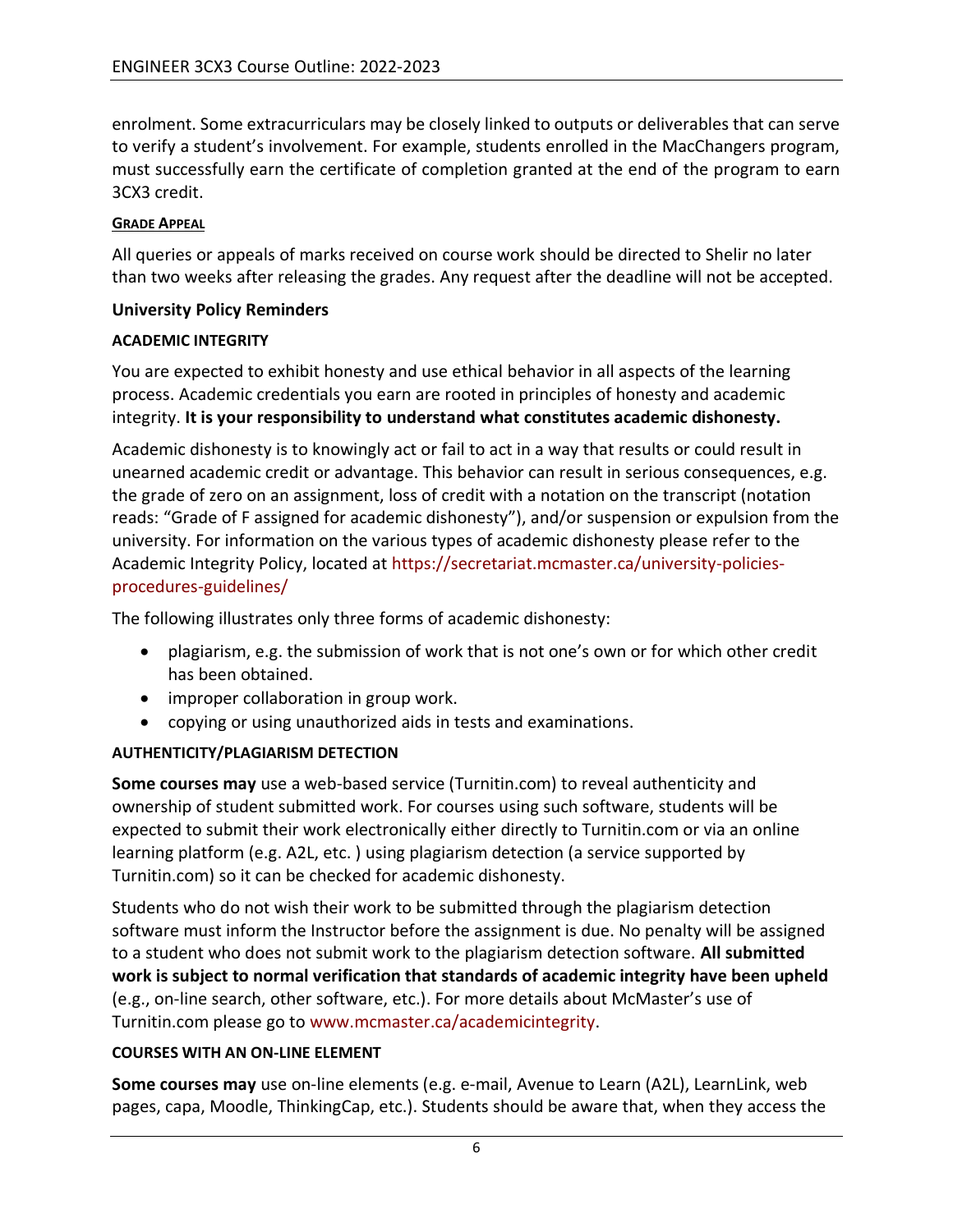enrolment. Some extracurriculars may be closely linked to outputs or deliverables that can serve to verify a student's involvement. For example, students enrolled in the MacChangers program, must successfully earn the certificate of completion granted at the end of the program to earn 3CX3 credit.

#### GRADE APPEAL

All queries or appeals of marks received on course work should be directed to Shelir no later than two weeks after releasing the grades. Any request after the deadline will not be accepted.

### University Policy Reminders

#### ACADEMIC INTEGRITY

You are expected to exhibit honesty and use ethical behavior in all aspects of the learning process. Academic credentials you earn are rooted in principles of honesty and academic integrity. **It is your responsibility to understand what constitutes academic dishonesty.**

Academic dishonesty is to knowingly act or fail to act in a way that results or could result in unearned academic credit or advantage. This behavior can result in serious consequences, e.g. the grade of zero on an assignment, loss of credit with a notation on the transcript (notation reads: "Grade of F assigned for academic dishonesty"), and/or suspension or expulsion from the university. For information on the various types of academic dishonesty please refer to the Academic Integrity Policy, located at https://secretariat.mcmaster.ca/university-policies-procedures-guidelines/

The following illustrates only three forms of academic dishonesty:

- plagiarism, e.g. the submission of work that is not one's own or for which other credit has been obtained.
- improper collaboration in group work.
- copying or using unauthorized aids in tests and examinations.

#### AUTHENTICITY/PLAGIARISM DETECTION

**Some courses may** use a web-based service (Turnitin.com) to reveal authenticity and ownership of student submitted work. For courses using such software, students will be expected to submit their work electronically either directly to Turnitin.com or via an online learning platform (e.g. A2L, etc. ) using plagiarism detection (a service supported by Turnitin.com) so it can be checked for academic dishonesty.

Students who do not wish their work to be submitted through the plagiarism detection software must inform the Instructor before the assignment is due. No penalty will be assigned to a student who does not submit work to the plagiarism detection software. **All submitted work is subject to normal verification that standards of academic integrity have been upheld** (e.g., on-line search, other software, etc.). For more details about McMaster's use of Turnitin.com please go to www.mcmaster.ca/academicintegrity.

#### COURSES WITH AN ON-LINE ELEMENT

**Some courses may** use on-line elements (e.g. e-mail, Avenue to Learn (A2L), LearnLink, web pages, capa, Moodle, ThinkingCap, etc.). Students should be aware that, when they access the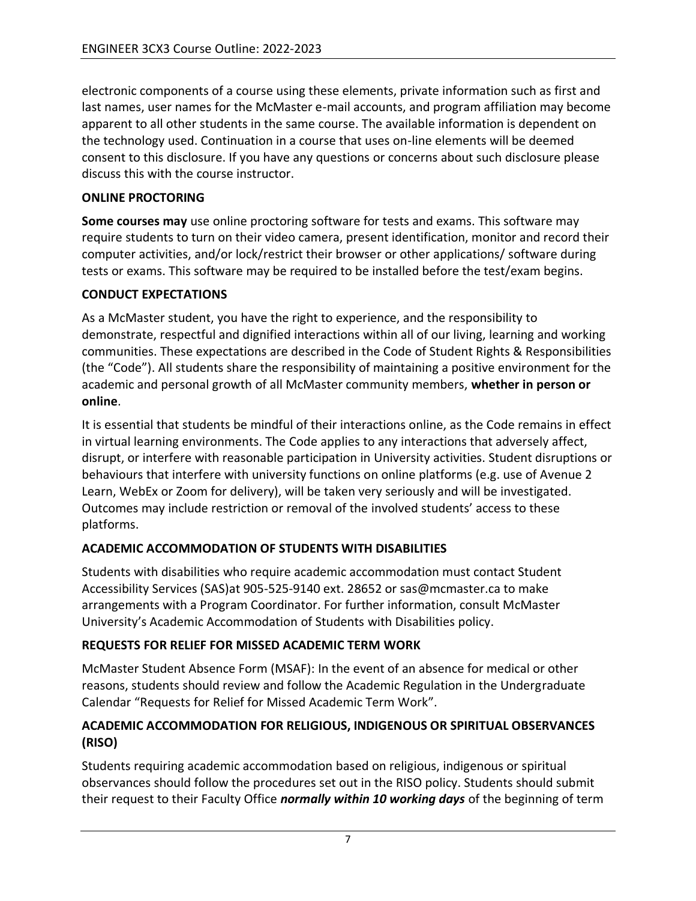electronic components of a course using these elements, private information such as first and last names, user names for the McMaster e-mail accounts, and program affiliation may become apparent to all other students in the same course. The available information is dependent on the technology used. Continuation in a course that uses on-line elements will be deemed consent to this disclosure. If you have any questions or concerns about such disclosure please discuss this with the course instructor.

## ONLINE PROCTORING

**Some courses may** use online proctoring software for tests and exams. This software may require students to turn on their video camera, present identification, monitor and record their computer activities, and/or lock/restrict their browser or other applications/ software during tests or exams. This software may be required to be installed before the test/exam begins.

## CONDUCT EXPECTATIONS

As a McMaster student, you have the right to experience, and the responsibility to demonstrate, respectful and dignified interactions within all of our living, learning and working communities. These expectations are described in the Code of Student Rights & Responsibilities (the "Code"). All students share the responsibility of maintaining a positive environment for the academic and personal growth of all McMaster community members, **whether in person or online**.

It is essential that students be mindful of their interactions online, as the Code remains in effect in virtual learning environments. The Code applies to any interactions that adversely affect, disrupt, or interfere with reasonable participation in University activities. Student disruptions or behaviours that interfere with university functions on online platforms (e.g. use of Avenue 2 Learn, WebEx or Zoom for delivery), will be taken very seriously and will be investigated. Outcomes may include restriction or removal of the involved students' access to these platforms.

## ACADEMIC ACCOMMODATION OF STUDENTS WITH DISABILITIES

Students with disabilities who require academic accommodation must contact Student Accessibility Services (SAS)at 905-525-9140 ext. 28652 or sas@mcmaster.ca to make arrangements with a Program Coordinator. For further information, consult McMaster University's Academic Accommodation of Students with Disabilities policy.

## REQUESTS FOR RELIEF FOR MISSED ACADEMIC TERM WORK

McMaster Student Absence Form (MSAF): In the event of an absence for medical or other reasons, students should review and follow the Academic Regulation in the Undergraduate Calendar "Requests for Relief for Missed Academic Term Work".

## ACADEMIC ACCOMMODATION FOR RELIGIOUS, INDIGENOUS OR SPIRITUAL OBSERVANCES (RISO)

Students requiring academic accommodation based on religious, indigenous or spiritual observances should follow the procedures set out in the RISO policy. Students should submit their request to their Faculty Office ***normally within 10 working days*** of the beginning of term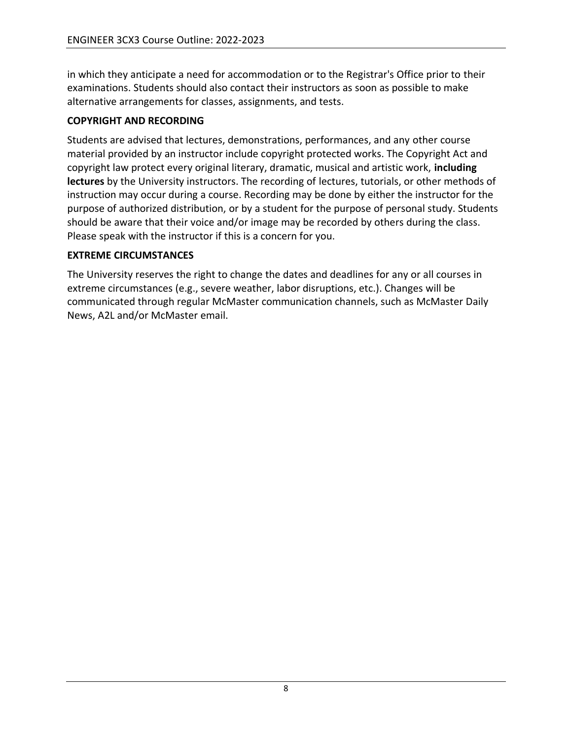in which they anticipate a need for accommodation or to the Registrar's Office prior to their examinations. Students should also contact their instructors as soon as possible to make alternative arrangements for classes, assignments, and tests.

### COPYRIGHT AND RECORDING

Students are advised that lectures, demonstrations, performances, and any other course material provided by an instructor include copyright protected works. The Copyright Act and copyright law protect every original literary, dramatic, musical and artistic work, **including lectures** by the University instructors. The recording of lectures, tutorials, or other methods of instruction may occur during a course. Recording may be done by either the instructor for the purpose of authorized distribution, or by a student for the purpose of personal study. Students should be aware that their voice and/or image may be recorded by others during the class. Please speak with the instructor if this is a concern for you.

### EXTREME CIRCUMSTANCES

The University reserves the right to change the dates and deadlines for any or all courses in extreme circumstances (e.g., severe weather, labor disruptions, etc.). Changes will be communicated through regular McMaster communication channels, such as McMaster Daily News, A2L and/or McMaster email.